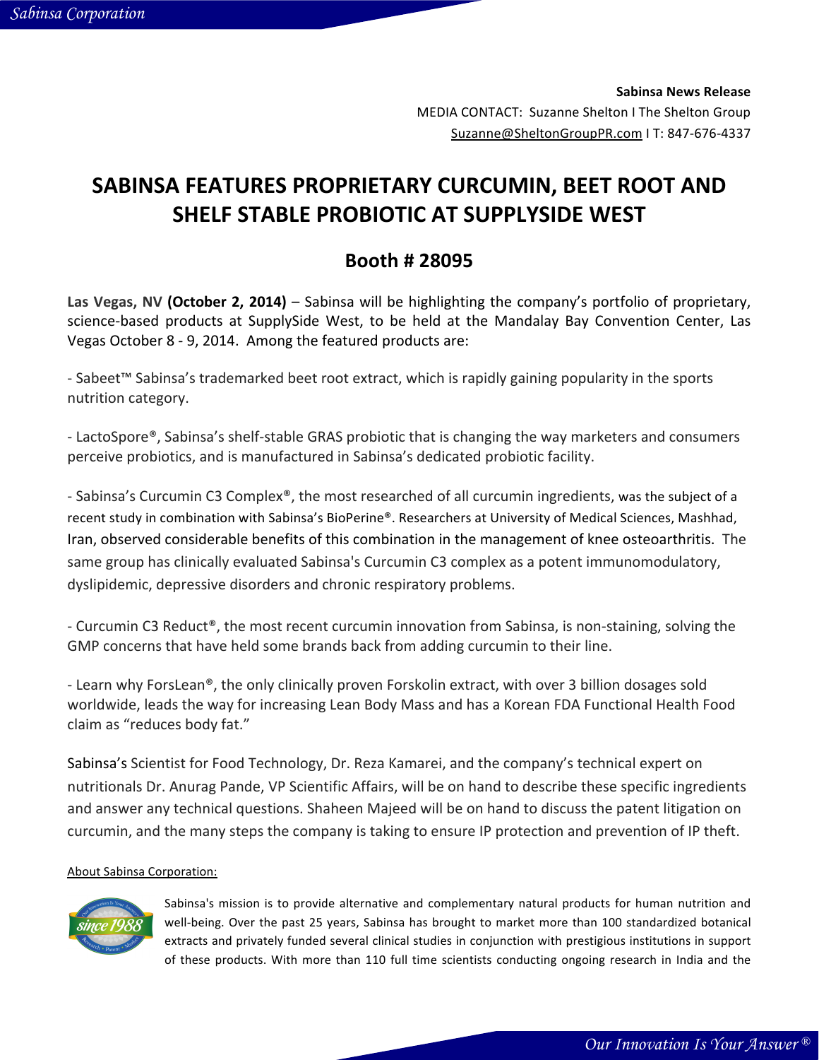**Sabinsa News Release**
MEDIA CONTACT: Suzanne Shelton I The Shelton Group
Suzanne@SheltonGroupPR.com I T: 847-676-4337

# SABINSA FEATURES PROPRIETARY CURCUMIN, BEET ROOT AND SHELF STABLE PROBIOTIC AT SUPPLYSIDE WEST

## Booth # 28095

**Las Vegas, NV (October 2, 2014)** – Sabinsa will be highlighting the company's portfolio of proprietary, science-based products at SupplySide West, to be held at the Mandalay Bay Convention Center, Las Vegas October 8 - 9, 2014. Among the featured products are:

- Sabeet™ Sabinsa's trademarked beet root extract, which is rapidly gaining popularity in the sports nutrition category.

- LactoSpore®, Sabinsa's shelf-stable GRAS probiotic that is changing the way marketers and consumers perceive probiotics, and is manufactured in Sabinsa's dedicated probiotic facility.

- Sabinsa's Curcumin C3 Complex®, the most researched of all curcumin ingredients, was the subject of a recent study in combination with Sabinsa's BioPerine®. Researchers at University of Medical Sciences, Mashhad, Iran, observed considerable benefits of this combination in the management of knee osteoarthritis. The same group has clinically evaluated Sabinsa's Curcumin C3 complex as a potent immunomodulatory, dyslipidemic, depressive disorders and chronic respiratory problems.

- Curcumin C3 Reduct®, the most recent curcumin innovation from Sabinsa, is non-staining, solving the GMP concerns that have held some brands back from adding curcumin to their line.

- Learn why ForsLean®, the only clinically proven Forskolin extract, with over 3 billion dosages sold worldwide, leads the way for increasing Lean Body Mass and has a Korean FDA Functional Health Food claim as "reduces body fat."

Sabinsa's Scientist for Food Technology, Dr. Reza Kamarei, and the company's technical expert on nutritionals Dr. Anurag Pande, VP Scientific Affairs, will be on hand to describe these specific ingredients and answer any technical questions. Shaheen Majeed will be on hand to discuss the patent litigation on curcumin, and the many steps the company is taking to ensure IP protection and prevention of IP theft.

About Sabinsa Corporation:

Sabinsa's mission is to provide alternative and complementary natural products for human nutrition and well-being. Over the past 25 years, Sabinsa has brought to market more than 100 standardized botanical extracts and privately funded several clinical studies in conjunction with prestigious institutions in support of these products. With more than 110 full time scientists conducting ongoing research in India and the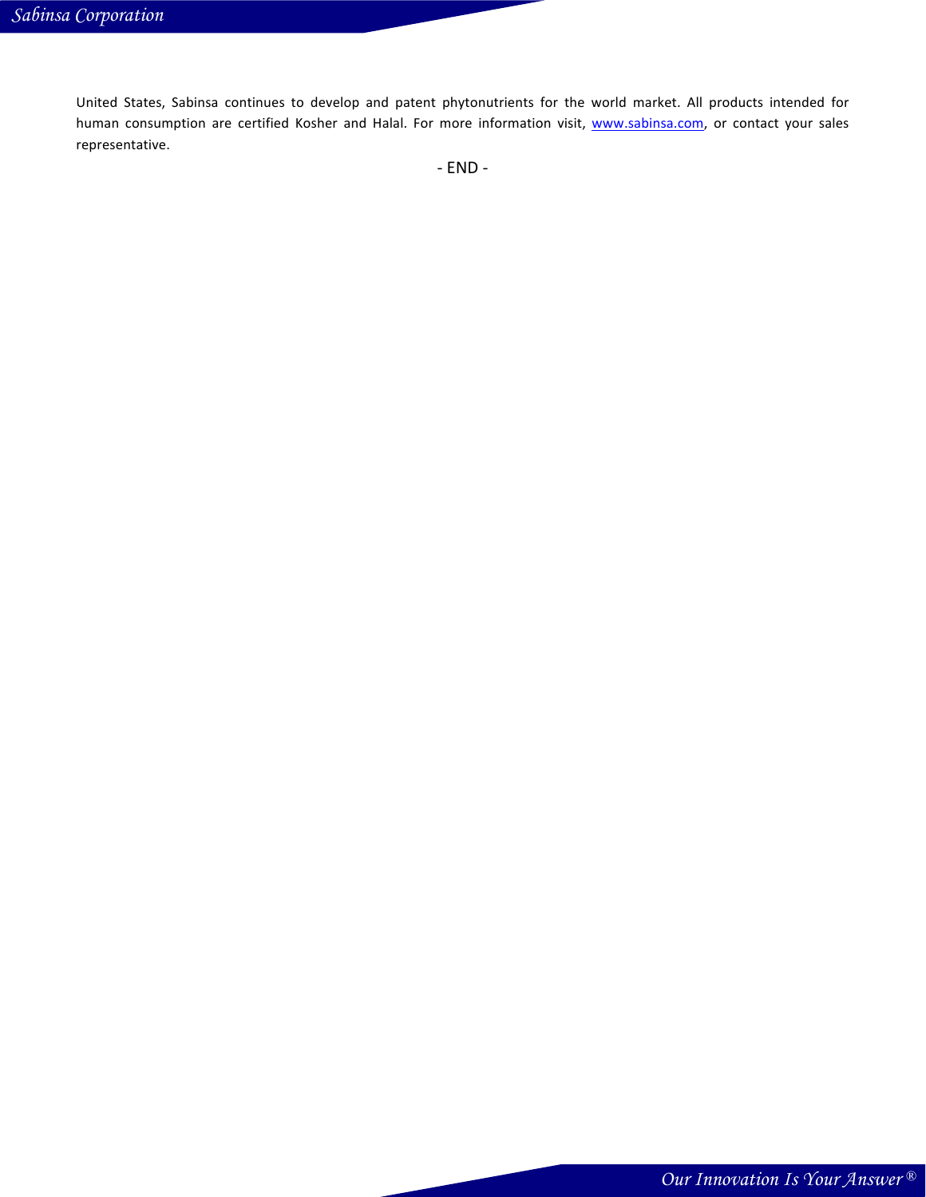United States, Sabinsa continues to develop and patent phytonutrients for the world market. All products intended for human consumption are certified Kosher and Halal. For more information visit, www.sabinsa.com, or contact your sales representative.

- END -